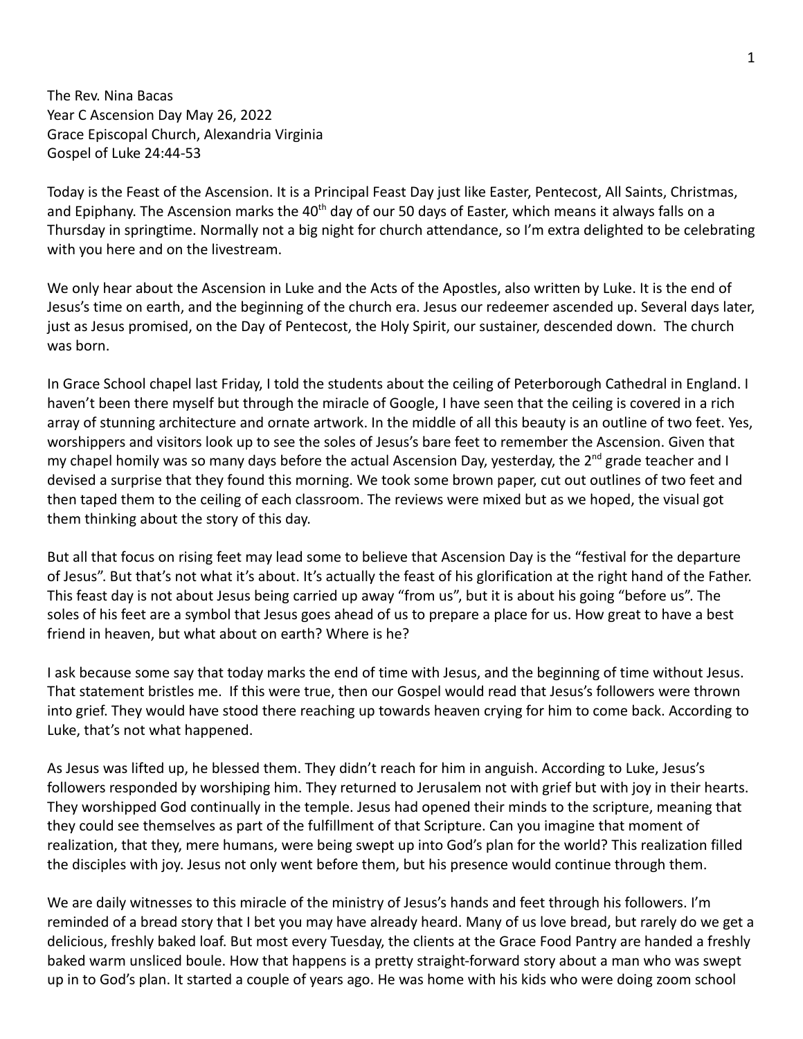The Rev. Nina Bacas
Year C Ascension Day May 26, 2022
Grace Episcopal Church, Alexandria Virginia
Gospel of Luke 24:44-53

Today is the Feast of the Ascension. It is a Principal Feast Day just like Easter, Pentecost, All Saints, Christmas, and Epiphany. The Ascension marks the 40th day of our 50 days of Easter, which means it always falls on a Thursday in springtime. Normally not a big night for church attendance, so I'm extra delighted to be celebrating with you here and on the livestream.

We only hear about the Ascension in Luke and the Acts of the Apostles, also written by Luke. It is the end of Jesus's time on earth, and the beginning of the church era. Jesus our redeemer ascended up. Several days later, just as Jesus promised, on the Day of Pentecost, the Holy Spirit, our sustainer, descended down. The church was born.

In Grace School chapel last Friday, I told the students about the ceiling of Peterborough Cathedral in England. I haven't been there myself but through the miracle of Google, I have seen that the ceiling is covered in a rich array of stunning architecture and ornate artwork. In the middle of all this beauty is an outline of two feet. Yes, worshippers and visitors look up to see the soles of Jesus's bare feet to remember the Ascension. Given that my chapel homily was so many days before the actual Ascension Day, yesterday, the 2nd grade teacher and I devised a surprise that they found this morning. We took some brown paper, cut out outlines of two feet and then taped them to the ceiling of each classroom. The reviews were mixed but as we hoped, the visual got them thinking about the story of this day.

But all that focus on rising feet may lead some to believe that Ascension Day is the "festival for the departure of Jesus". But that's not what it's about. It's actually the feast of his glorification at the right hand of the Father. This feast day is not about Jesus being carried up away "from us", but it is about his going "before us". The soles of his feet are a symbol that Jesus goes ahead of us to prepare a place for us. How great to have a best friend in heaven, but what about on earth? Where is he?

I ask because some say that today marks the end of time with Jesus, and the beginning of time without Jesus. That statement bristles me. If this were true, then our Gospel would read that Jesus's followers were thrown into grief. They would have stood there reaching up towards heaven crying for him to come back. According to Luke, that's not what happened.

As Jesus was lifted up, he blessed them. They didn't reach for him in anguish. According to Luke, Jesus's followers responded by worshiping him. They returned to Jerusalem not with grief but with joy in their hearts. They worshipped God continually in the temple. Jesus had opened their minds to the scripture, meaning that they could see themselves as part of the fulfillment of that Scripture. Can you imagine that moment of realization, that they, mere humans, were being swept up into God's plan for the world? This realization filled the disciples with joy. Jesus not only went before them, but his presence would continue through them.

We are daily witnesses to this miracle of the ministry of Jesus's hands and feet through his followers. I'm reminded of a bread story that I bet you may have already heard. Many of us love bread, but rarely do we get a delicious, freshly baked loaf. But most every Tuesday, the clients at the Grace Food Pantry are handed a freshly baked warm unsliced boule. How that happens is a pretty straight-forward story about a man who was swept up in to God's plan. It started a couple of years ago. He was home with his kids who were doing zoom school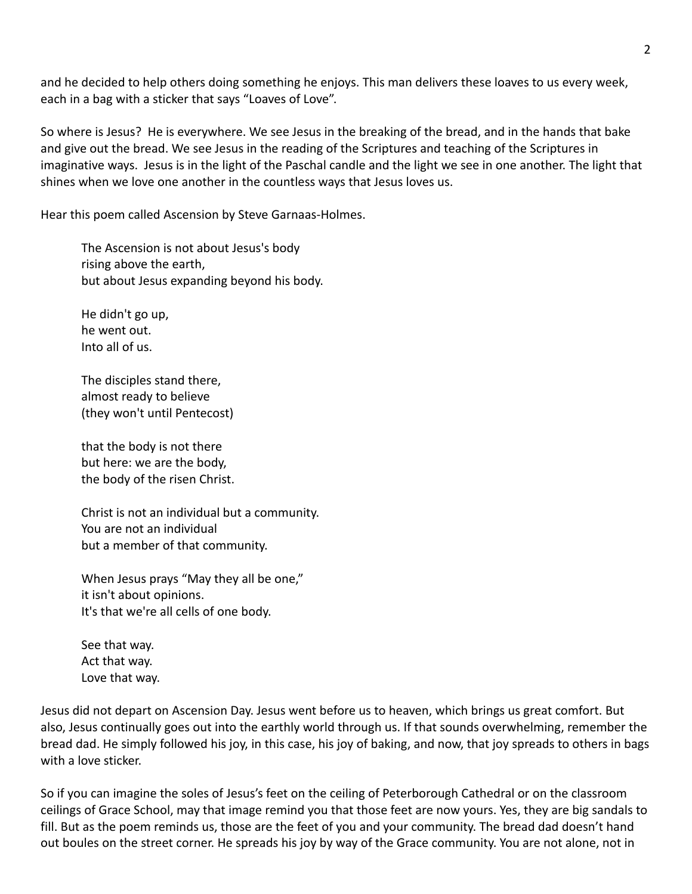and he decided to help others doing something he enjoys. This man delivers these loaves to us every week, each in a bag with a sticker that says “Loaves of Love”.

So where is Jesus? He is everywhere. We see Jesus in the breaking of the bread, and in the hands that bake and give out the bread. We see Jesus in the reading of the Scriptures and teaching of the Scriptures in imaginative ways. Jesus is in the light of the Paschal candle and the light we see in one another. The light that shines when we love one another in the countless ways that Jesus loves us.

Hear this poem called Ascension by Steve Garnaas-Holmes.

> The Ascension is not about Jesus's body
> rising above the earth,
> but about Jesus expanding beyond his body.
>
> He didn't go up,
> he went out.
> Into all of us.
>
> The disciples stand there,
> almost ready to believe
> (they won't until Pentecost)
>
> that the body is not there
> but here: we are the body,
> the body of the risen Christ.
>
> Christ is not an individual but a community.
> You are not an individual
> but a member of that community.
>
> When Jesus prays “May they all be one,”
> it isn't about opinions.
> It's that we're all cells of one body.
>
> See that way.
> Act that way.
> Love that way.

Jesus did not depart on Ascension Day. Jesus went before us to heaven, which brings us great comfort. But also, Jesus continually goes out into the earthly world through us. If that sounds overwhelming, remember the bread dad. He simply followed his joy, in this case, his joy of baking, and now, that joy spreads to others in bags with a love sticker.

So if you can imagine the soles of Jesus's feet on the ceiling of Peterborough Cathedral or on the classroom ceilings of Grace School, may that image remind you that those feet are now yours. Yes, they are big sandals to fill. But as the poem reminds us, those are the feet of you and your community. The bread dad doesn't hand out boules on the street corner. He spreads his joy by way of the Grace community. You are not alone, not in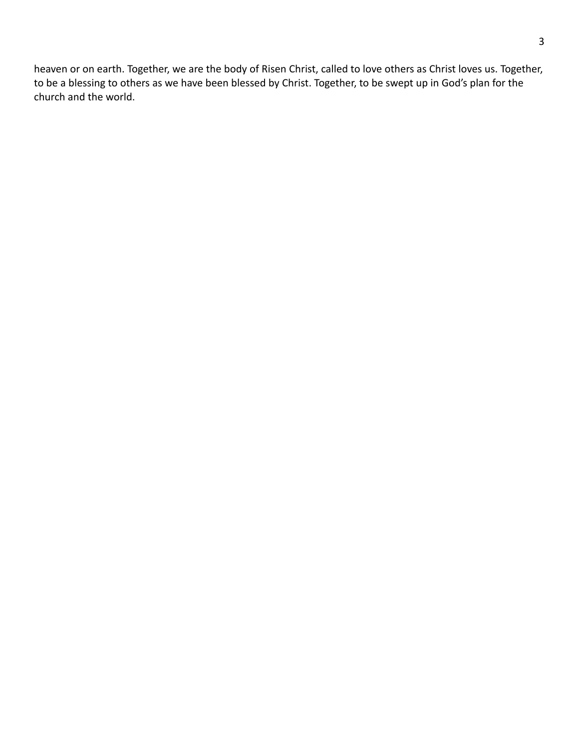heaven or on earth. Together, we are the body of Risen Christ, called to love others as Christ loves us. Together, to be a blessing to others as we have been blessed by Christ. Together, to be swept up in God's plan for the church and the world.